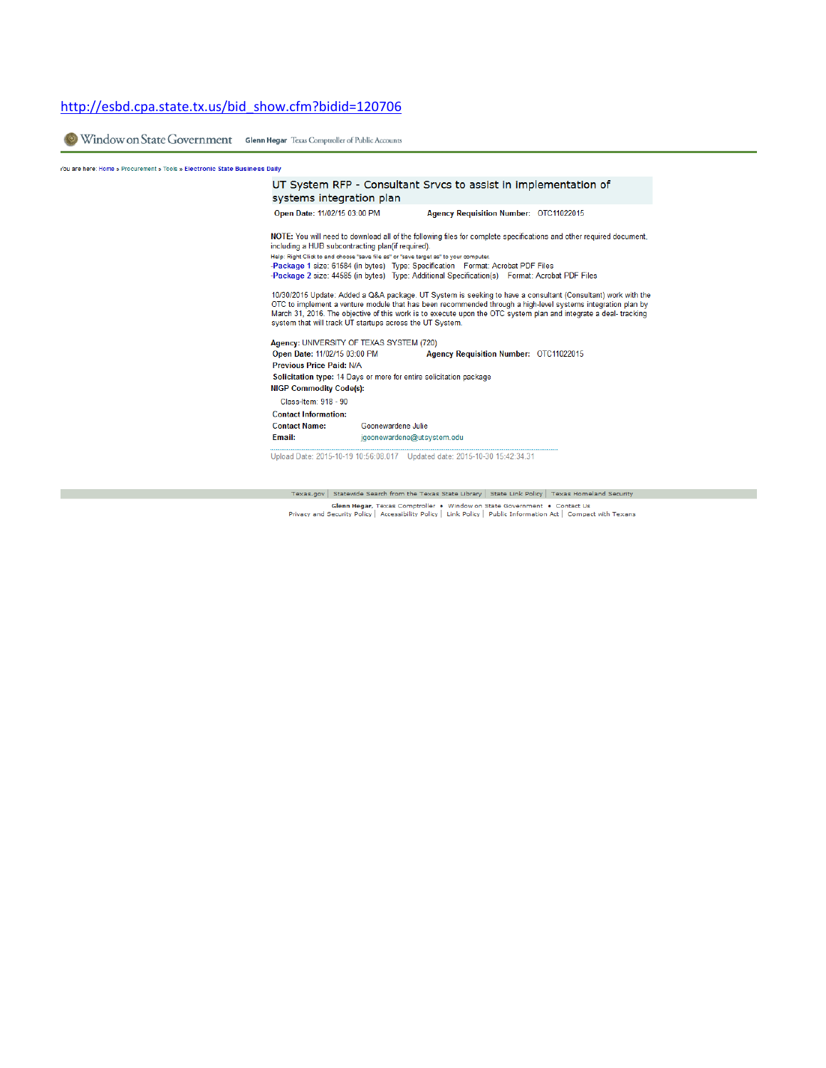http://esbd.cpa.state.tx.us/bid_show.cfm?bidid=120706

Window on State Government    Glenn Hegar Texas Comptroller of Public Accounts

You are here: Home » Procurement » Tools » Electronic State Business Daily

## UT System RFP - Consultant Srvcs to assist in implementation of systems integration plan

**Open Date:** 11/02/15 03:00 PM    **Agency Requisition Number:** OTC11022015

**NOTE:** You will need to download all of the following files for complete specifications and other required document, including a HUB subcontracting plan(if required).

Help: Right Click to and choose "save file as" or "save target as" to your computer.

-Package 1 size: 61584 (in bytes) Type: Specification Format: Acrobat PDF Files
-Package 2 size: 44585 (in bytes) Type: Additional Specification(s) Format: Acrobat PDF Files

10/30/2015 Update: Added a Q&A package. UT System is seeking to have a consultant (Consultant) work with the OTC to implement a venture module that has been recommended through a high-level systems integration plan by March 31, 2016. The objective of this work is to execute upon the OTC system plan and integrate a deal- tracking system that will track UT startups across the UT System.

**Agency:** UNIVERSITY OF TEXAS SYSTEM (720)
**Open Date:** 11/02/15 03:00 PM    **Agency Requisition Number:** OTC11022015
**Previous Price Paid:** N/A
**Solicitation type:** 14 Days or more for entire solicitation package
**NIGP Commodity Code(s):**

Class-Item: 918 - 90

**Contact Information:**
**Contact Name:** Goonewardene Julie
**Email:** jgoonewardene@utsystem.edu

Upload Date: 2015-10-19 10:56:08.017    Updated date: 2015-10-30 15:42:34.31

Texas.gov | Statewide Search from the Texas State Library | State Link Policy | Texas Homeland Security

Glenn Hegar, Texas Comptroller • Window on State Government • Contact Us
Privacy and Security Policy | Accessibility Policy | Link Policy | Public Information Act | Compact with Texans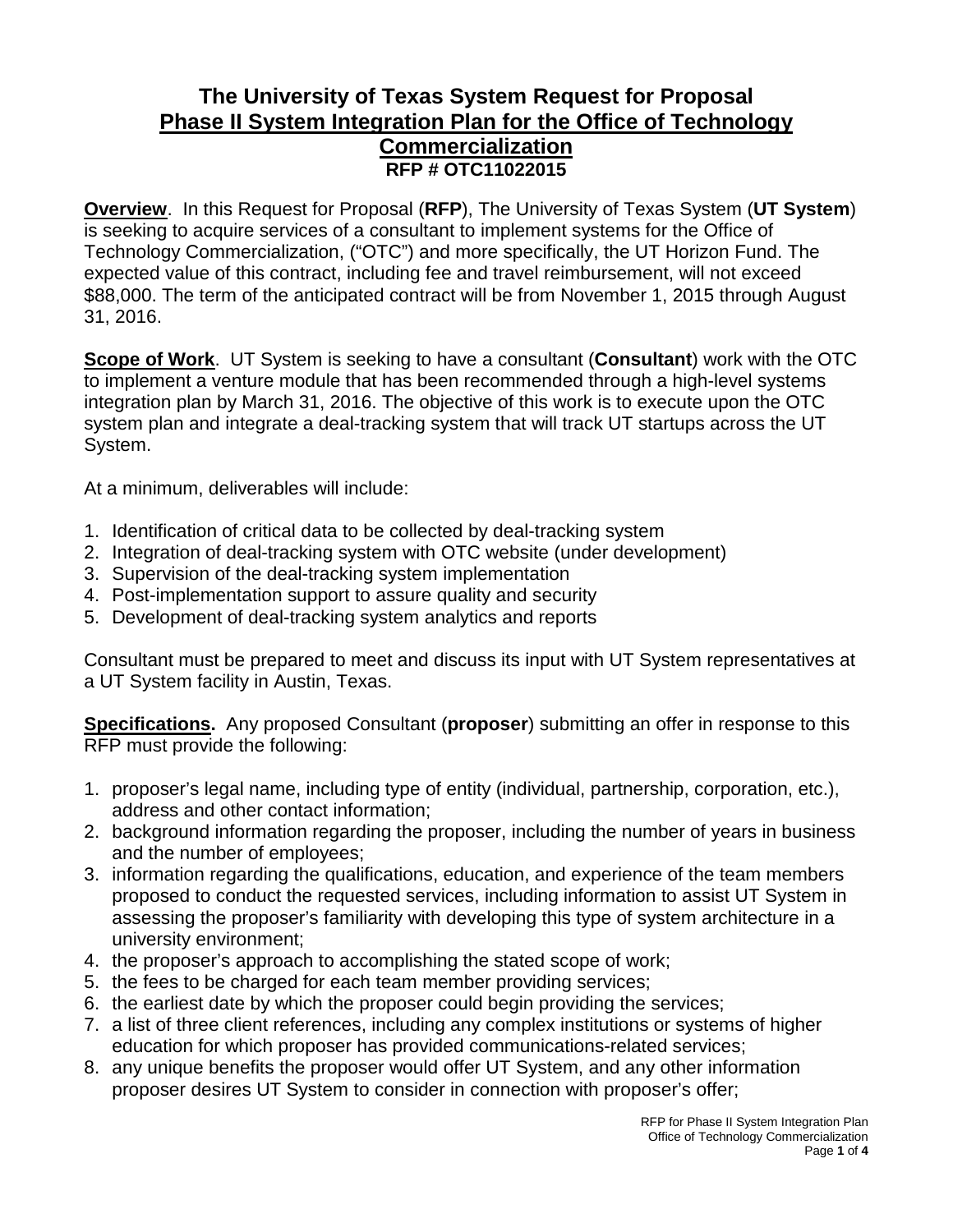# The University of Texas System Request for Proposal

## Phase II System Integration Plan for the Office of Technology Commercialization

**RFP # OTC11022015**

**Overview**. In this Request for Proposal (**RFP**), The University of Texas System (**UT System**) is seeking to acquire services of a consultant to implement systems for the Office of Technology Commercialization, ("OTC") and more specifically, the UT Horizon Fund. The expected value of this contract, including fee and travel reimbursement, will not exceed $88,000. The term of the anticipated contract will be from November 1, 2015 through August 31, 2016.

**Scope of Work**. UT System is seeking to have a consultant (**Consultant**) work with the OTC to implement a venture module that has been recommended through a high-level systems integration plan by March 31, 2016. The objective of this work is to execute upon the OTC system plan and integrate a deal-tracking system that will track UT startups across the UT System.

At a minimum, deliverables will include:

1. Identification of critical data to be collected by deal-tracking system
2. Integration of deal-tracking system with OTC website (under development)
3. Supervision of the deal-tracking system implementation
4. Post-implementation support to assure quality and security
5. Development of deal-tracking system analytics and reports

Consultant must be prepared to meet and discuss its input with UT System representatives at a UT System facility in Austin, Texas.

**Specifications.** Any proposed Consultant (**proposer**) submitting an offer in response to this RFP must provide the following:

1. proposer's legal name, including type of entity (individual, partnership, corporation, etc.), address and other contact information;
2. background information regarding the proposer, including the number of years in business and the number of employees;
3. information regarding the qualifications, education, and experience of the team members proposed to conduct the requested services, including information to assist UT System in assessing the proposer's familiarity with developing this type of system architecture in a university environment;
4. the proposer's approach to accomplishing the stated scope of work;
5. the fees to be charged for each team member providing services;
6. the earliest date by which the proposer could begin providing the services;
7. a list of three client references, including any complex institutions or systems of higher education for which proposer has provided communications-related services;
8. any unique benefits the proposer would offer UT System, and any other information proposer desires UT System to consider in connection with proposer's offer;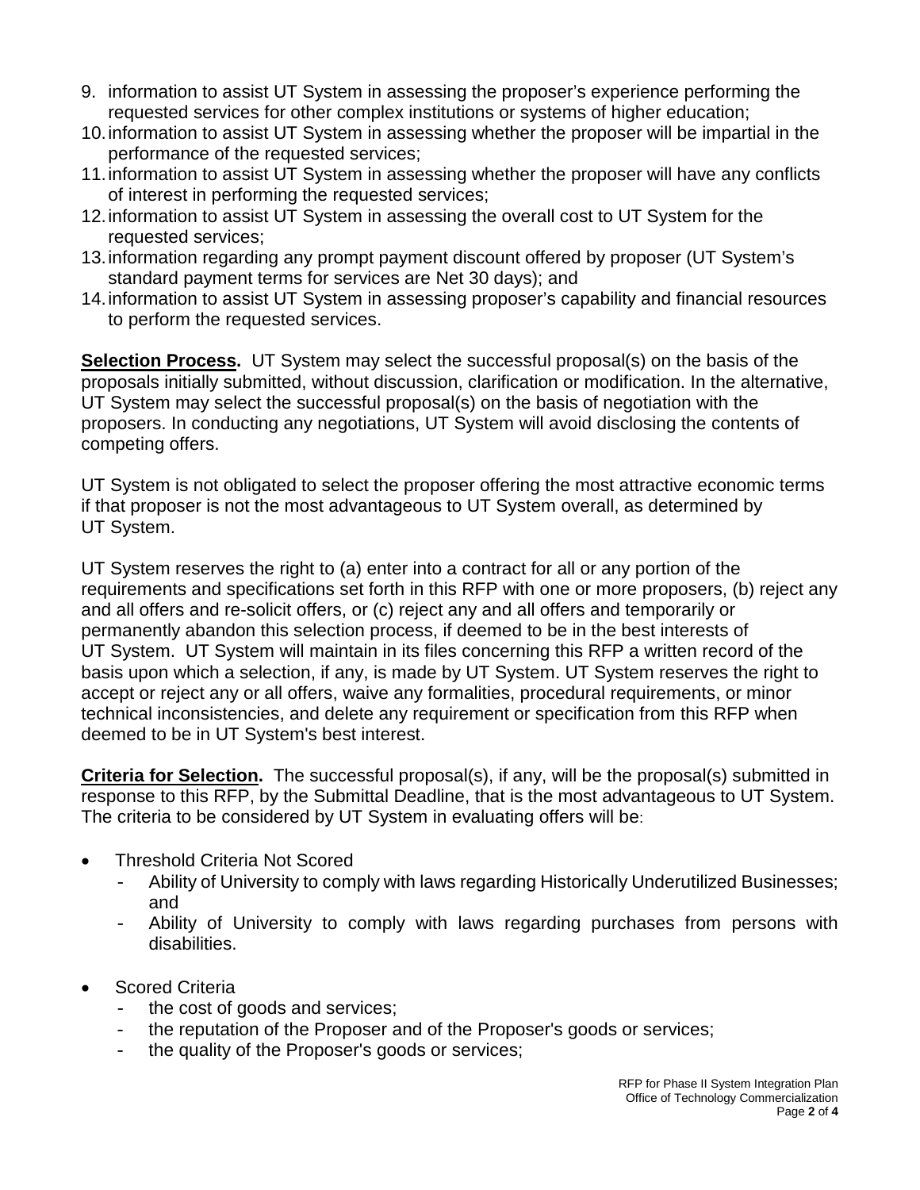9. information to assist UT System in assessing the proposer's experience performing the requested services for other complex institutions or systems of higher education;
10. information to assist UT System in assessing whether the proposer will be impartial in the performance of the requested services;
11. information to assist UT System in assessing whether the proposer will have any conflicts of interest in performing the requested services;
12. information to assist UT System in assessing the overall cost to UT System for the requested services;
13. information regarding any prompt payment discount offered by proposer (UT System's standard payment terms for services are Net 30 days); and
14. information to assist UT System in assessing proposer's capability and financial resources to perform the requested services.

**Selection Process.** UT System may select the successful proposal(s) on the basis of the proposals initially submitted, without discussion, clarification or modification. In the alternative, UT System may select the successful proposal(s) on the basis of negotiation with the proposers. In conducting any negotiations, UT System will avoid disclosing the contents of competing offers.

UT System is not obligated to select the proposer offering the most attractive economic terms if that proposer is not the most advantageous to UT System overall, as determined by UT System.

UT System reserves the right to (a) enter into a contract for all or any portion of the requirements and specifications set forth in this RFP with one or more proposers, (b) reject any and all offers and re-solicit offers, or (c) reject any and all offers and temporarily or permanently abandon this selection process, if deemed to be in the best interests of UT System. UT System will maintain in its files concerning this RFP a written record of the basis upon which a selection, if any, is made by UT System. UT System reserves the right to accept or reject any or all offers, waive any formalities, procedural requirements, or minor technical inconsistencies, and delete any requirement or specification from this RFP when deemed to be in UT System's best interest.

**Criteria for Selection.** The successful proposal(s), if any, will be the proposal(s) submitted in response to this RFP, by the Submittal Deadline, that is the most advantageous to UT System. The criteria to be considered by UT System in evaluating offers will be:

- Threshold Criteria Not Scored
  - Ability of University to comply with laws regarding Historically Underutilized Businesses; and
  - Ability of University to comply with laws regarding purchases from persons with disabilities.
- Scored Criteria
  - the cost of goods and services;
  - the reputation of the Proposer and of the Proposer's goods or services;
  - the quality of the Proposer's goods or services;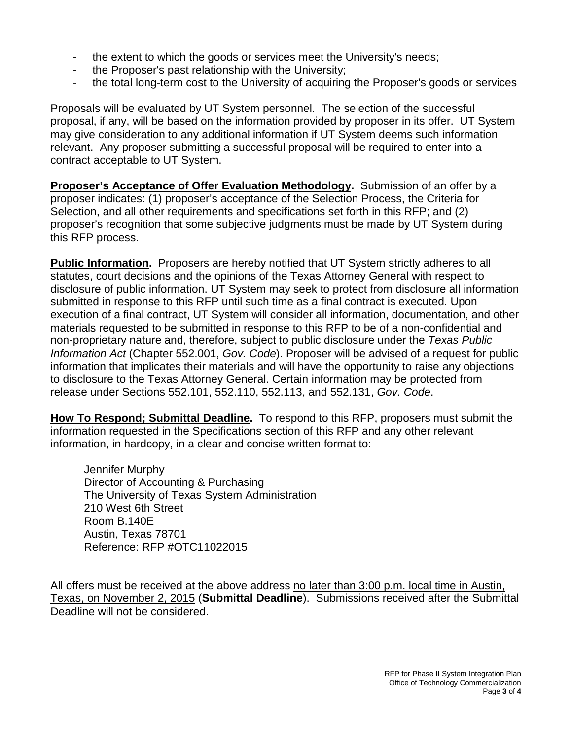- the extent to which the goods or services meet the University's needs;
- the Proposer's past relationship with the University;
- the total long-term cost to the University of acquiring the Proposer's goods or services

Proposals will be evaluated by UT System personnel. The selection of the successful proposal, if any, will be based on the information provided by proposer in its offer. UT System may give consideration to any additional information if UT System deems such information relevant. Any proposer submitting a successful proposal will be required to enter into a contract acceptable to UT System.

**Proposer's Acceptance of Offer Evaluation Methodology.** Submission of an offer by a proposer indicates: (1) proposer's acceptance of the Selection Process, the Criteria for Selection, and all other requirements and specifications set forth in this RFP; and (2) proposer's recognition that some subjective judgments must be made by UT System during this RFP process.

**Public Information.** Proposers are hereby notified that UT System strictly adheres to all statutes, court decisions and the opinions of the Texas Attorney General with respect to disclosure of public information. UT System may seek to protect from disclosure all information submitted in response to this RFP until such time as a final contract is executed. Upon execution of a final contract, UT System will consider all information, documentation, and other materials requested to be submitted in response to this RFP to be of a non-confidential and non-proprietary nature and, therefore, subject to public disclosure under the *Texas Public Information Act* (Chapter 552.001, *Gov. Code*). Proposer will be advised of a request for public information that implicates their materials and will have the opportunity to raise any objections to disclosure to the Texas Attorney General. Certain information may be protected from release under Sections 552.101, 552.110, 552.113, and 552.131, *Gov. Code*.

**How To Respond; Submittal Deadline.** To respond to this RFP, proposers must submit the information requested in the Specifications section of this RFP and any other relevant information, in hardcopy, in a clear and concise written format to:

Jennifer Murphy
Director of Accounting & Purchasing
The University of Texas System Administration
210 West 6th Street
Room B.140E
Austin, Texas 78701
Reference: RFP #OTC11022015

All offers must be received at the above address no later than 3:00 p.m. local time in Austin, Texas, on November 2, 2015 (**Submittal Deadline**). Submissions received after the Submittal Deadline will not be considered.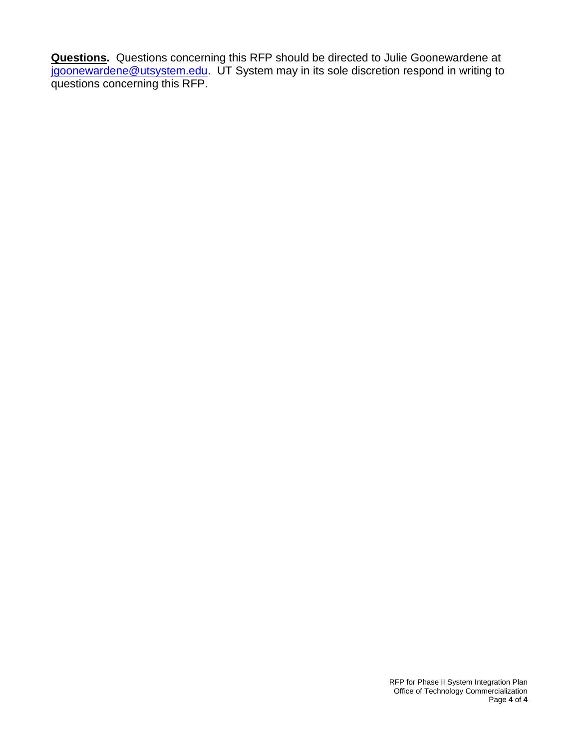**Questions.** Questions concerning this RFP should be directed to Julie Goonewardene at [jgoonewardene@utsystem.edu](mailto:jgoonewardene@utsystem.edu). UT System may in its sole discretion respond in writing to questions concerning this RFP.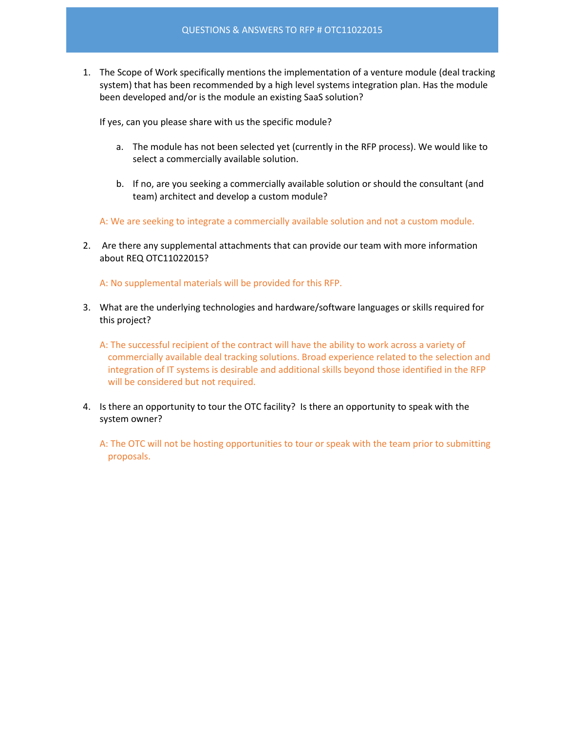# QUESTIONS & ANSWERS TO RFP # OTC11022015

1. The Scope of Work specifically mentions the implementation of a venture module (deal tracking system) that has been recommended by a high level systems integration plan. Has the module been developed and/or is the module an existing SaaS solution?

   If yes, can you please share with us the specific module?

   a. The module has not been selected yet (currently in the RFP process). We would like to select a commercially available solution.

   b. If no, are you seeking a commercially available solution or should the consultant (and team) architect and develop a custom module?

   A: We are seeking to integrate a commercially available solution and not a custom module.

2. Are there any supplemental attachments that can provide our team with more information about REQ OTC11022015?

   A: No supplemental materials will be provided for this RFP.

3. What are the underlying technologies and hardware/software languages or skills required for this project?

   A: The successful recipient of the contract will have the ability to work across a variety of commercially available deal tracking solutions. Broad experience related to the selection and integration of IT systems is desirable and additional skills beyond those identified in the RFP will be considered but not required.

4. Is there an opportunity to tour the OTC facility? Is there an opportunity to speak with the system owner?

   A: The OTC will not be hosting opportunities to tour or speak with the team prior to submitting proposals.